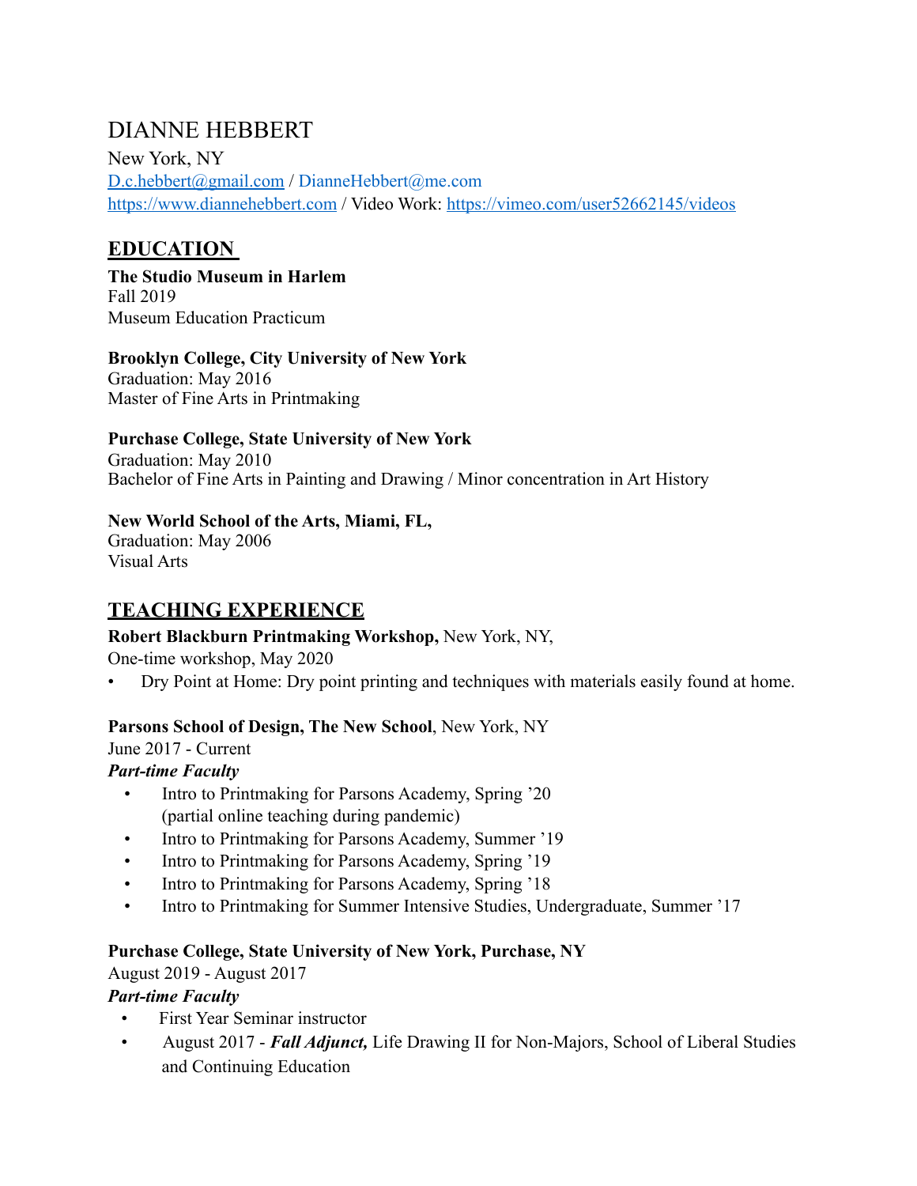# DIANNE HEBBERT

New York, NY
D.c.hebbert@gmail.com / DianneHebbert@me.com
https://www.diannehebbert.com / Video Work: https://vimeo.com/user52662145/videos

## EDUCATION

**The Studio Museum in Harlem**
Fall 2019
Museum Education Practicum

**Brooklyn College, City University of New York**
Graduation: May 2016
Master of Fine Arts in Printmaking

**Purchase College, State University of New York**
Graduation: May 2010
Bachelor of Fine Arts in Painting and Drawing / Minor concentration in Art History

**New World School of the Arts, Miami, FL,**
Graduation: May 2006
Visual Arts

## TEACHING EXPERIENCE

**Robert Blackburn Printmaking Workshop,** New York, NY,
One-time workshop, May 2020

- Dry Point at Home: Dry point printing and techniques with materials easily found at home.

**Parsons School of Design, The New School**, New York, NY
June 2017 - Current
***Part-time Faculty***

- Intro to Printmaking for Parsons Academy, Spring '20 (partial online teaching during pandemic)
- Intro to Printmaking for Parsons Academy, Summer '19
- Intro to Printmaking for Parsons Academy, Spring '19
- Intro to Printmaking for Parsons Academy, Spring '18
- Intro to Printmaking for Summer Intensive Studies, Undergraduate, Summer '17

**Purchase College, State University of New York, Purchase, NY**
August 2019 - August 2017
***Part-time Faculty***

- First Year Seminar instructor
- August 2017 - ***Fall Adjunct,*** Life Drawing II for Non-Majors, School of Liberal Studies and Continuing Education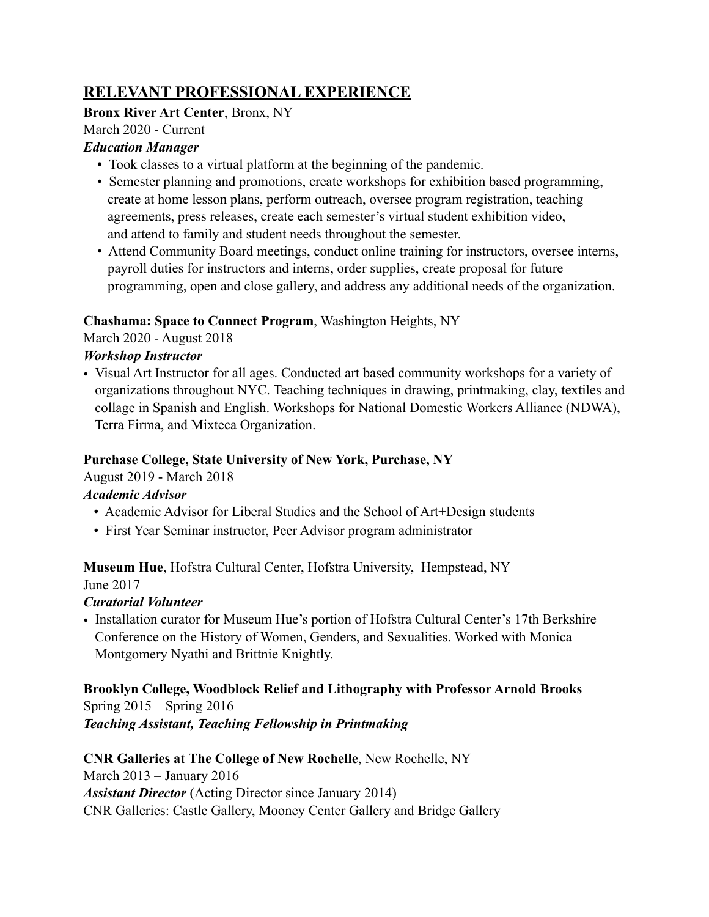## RELEVANT PROFESSIONAL EXPERIENCE

**Bronx River Art Center**, Bronx, NY
March 2020 - Current
***Education Manager***

- Took classes to a virtual platform at the beginning of the pandemic.
- Semester planning and promotions, create workshops for exhibition based programming, create at home lesson plans, perform outreach, oversee program registration, teaching agreements, press releases, create each semester's virtual student exhibition video, and attend to family and student needs throughout the semester.
- Attend Community Board meetings, conduct online training for instructors, oversee interns, payroll duties for instructors and interns, order supplies, create proposal for future programming, open and close gallery, and address any additional needs of the organization.

**Chashama: Space to Connect Program**, Washington Heights, NY
March 2020 - August 2018
***Workshop Instructor***

- Visual Art Instructor for all ages. Conducted art based community workshops for a variety of organizations throughout NYC. Teaching techniques in drawing, printmaking, clay, textiles and collage in Spanish and English. Workshops for National Domestic Workers Alliance (NDWA), Terra Firma, and Mixteca Organization.

**Purchase College, State University of New York, Purchase, NY**
August 2019 - March 2018
***Academic Advisor***

- Academic Advisor for Liberal Studies and the School of Art+Design students
- First Year Seminar instructor, Peer Advisor program administrator

**Museum Hue**, Hofstra Cultural Center, Hofstra University, Hempstead, NY
June 2017
***Curatorial Volunteer***

- Installation curator for Museum Hue's portion of Hofstra Cultural Center's 17th Berkshire Conference on the History of Women, Genders, and Sexualities. Worked with Monica Montgomery Nyathi and Brittnie Knightly.

**Brooklyn College, Woodblock Relief and Lithography with Professor Arnold Brooks**
Spring 2015 – Spring 2016
***Teaching Assistant, Teaching Fellowship in Printmaking***

**CNR Galleries at The College of New Rochelle**, New Rochelle, NY
March 2013 – January 2016
***Assistant Director*** (Acting Director since January 2014)
CNR Galleries: Castle Gallery, Mooney Center Gallery and Bridge Gallery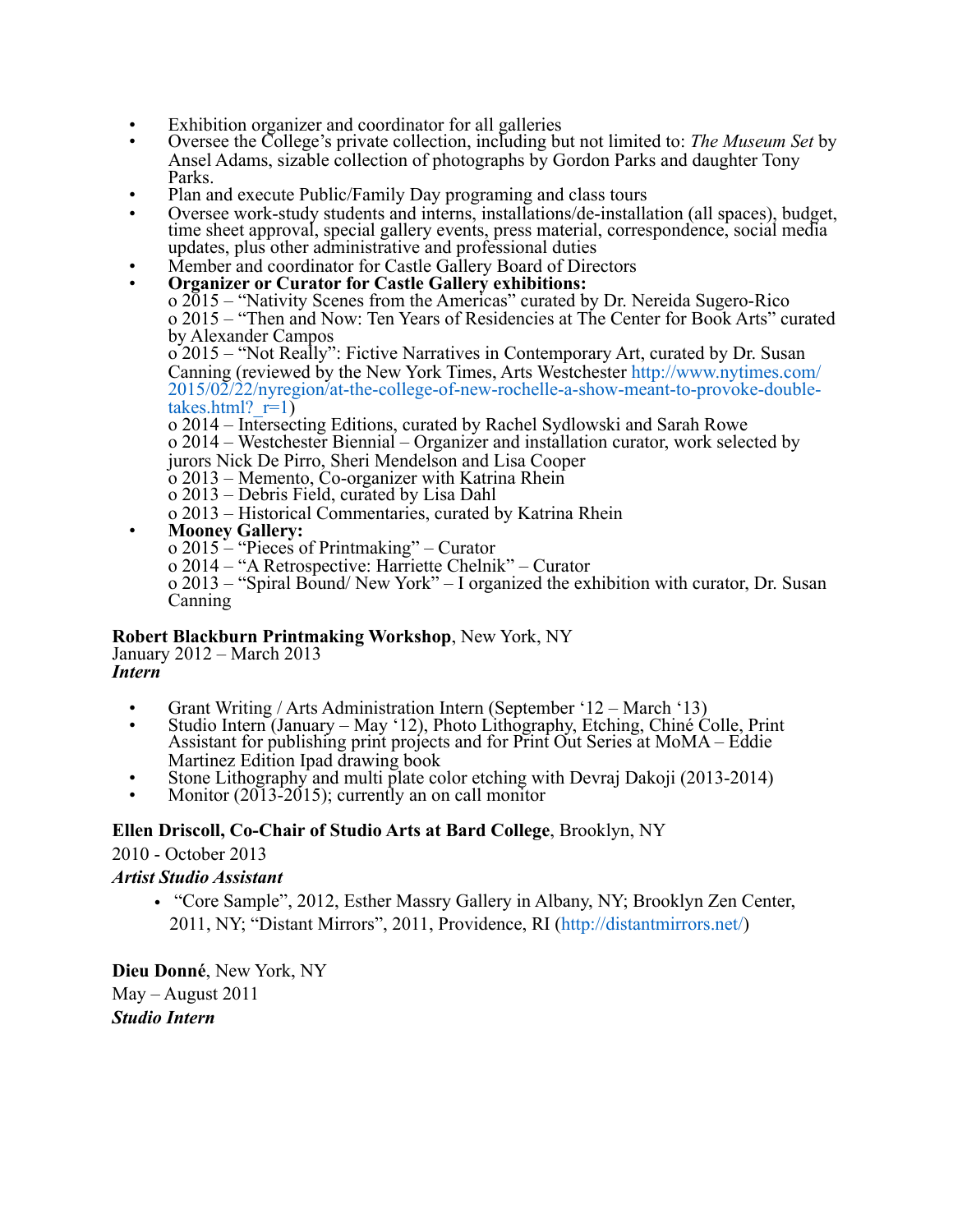- Exhibition organizer and coordinator for all galleries
- Oversee the College's private collection, including but not limited to: *The Museum Set* by Ansel Adams, sizable collection of photographs by Gordon Parks and daughter Tony Parks.
- Plan and execute Public/Family Day programing and class tours
- Oversee work-study students and interns, installations/de-installation (all spaces), budget, time sheet approval, special gallery events, press material, correspondence, social media updates, plus other administrative and professional duties
- Member and coordinator for Castle Gallery Board of Directors
- **Organizer or Curator for Castle Gallery exhibitions:**
  - o 2015 – "Nativity Scenes from the Americas" curated by Dr. Nereida Sugero-Rico
  - o 2015 – "Then and Now: Ten Years of Residencies at The Center for Book Arts" curated by Alexander Campos
  - o 2015 – "Not Really": Fictive Narratives in Contemporary Art, curated by Dr. Susan Canning (reviewed by the New York Times, Arts Westchester http://www.nytimes.com/2015/02/22/nyregion/at-the-college-of-new-rochelle-a-show-meant-to-provoke-double-takes.html?_r=1)
  - o 2014 – Intersecting Editions, curated by Rachel Sydlowski and Sarah Rowe
  - o 2014 – Westchester Biennial – Organizer and installation curator, work selected by jurors Nick De Pirro, Sheri Mendelson and Lisa Cooper
  - o 2013 – Memento, Co-organizer with Katrina Rhein
  - o 2013 – Debris Field, curated by Lisa Dahl
  - o 2013 – Historical Commentaries, curated by Katrina Rhein
- **Mooney Gallery:**
  - o 2015 – "Pieces of Printmaking" – Curator
  - o 2014 – "A Retrospective: Harriette Chelnik" – Curator
  - o 2013 – "Spiral Bound/ New York" – I organized the exhibition with curator, Dr. Susan Canning

**Robert Blackburn Printmaking Workshop**, New York, NY
January 2012 – March 2013
***Intern***

- Grant Writing / Arts Administration Intern (September '12 – March '13)
- Studio Intern (January – May '12), Photo Lithography, Etching, Chiné Colle, Print Assistant for publishing print projects and for Print Out Series at MoMA – Eddie Martinez Edition Ipad drawing book
- Stone Lithography and multi plate color etching with Devraj Dakoji (2013-2014)
- Monitor (2013-2015); currently an on call monitor

**Ellen Driscoll, Co-Chair of Studio Arts at Bard College**, Brooklyn, NY
2010 - October 2013
***Artist Studio Assistant***

- "Core Sample", 2012, Esther Massry Gallery in Albany, NY; Brooklyn Zen Center, 2011, NY; "Distant Mirrors", 2011, Providence, RI (http://distantmirrors.net/)

**Dieu Donné**, New York, NY
May – August 2011
***Studio Intern***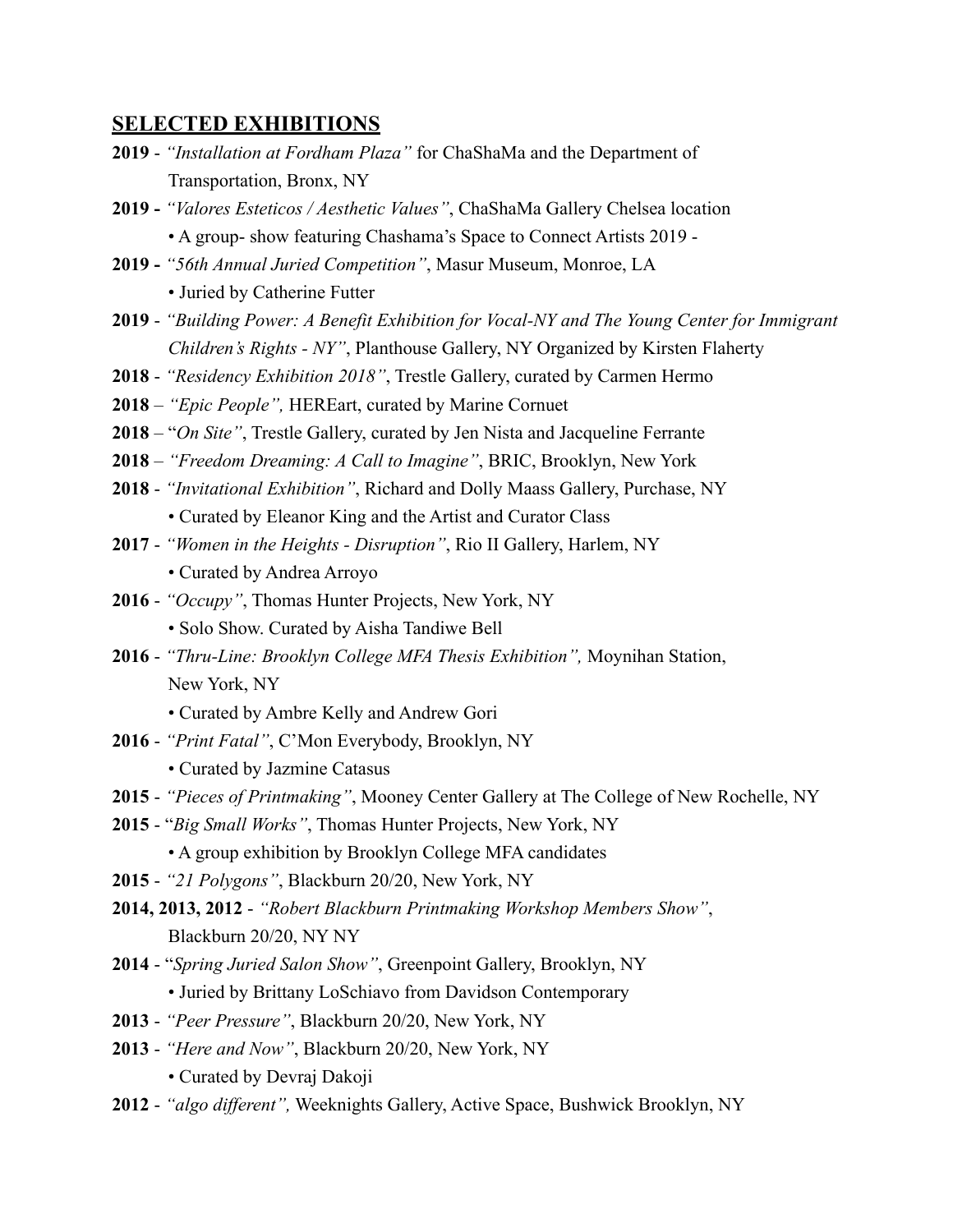## SELECTED EXHIBITIONS

**2019** - *"Installation at Fordham Plaza"* for ChaShaMa and the Department of Transportation, Bronx, NY

**2019 -** *"Valores Esteticos / Aesthetic Values"*, ChaShaMa Gallery Chelsea location
- A group- show featuring Chashama's Space to Connect Artists 2019 -

**2019 -** *"56th Annual Juried Competition"*, Masur Museum, Monroe, LA
- Juried by Catherine Futter

**2019** - *"Building Power: A Benefit Exhibition for Vocal-NY and The Young Center for Immigrant Children's Rights - NY"*, Planthouse Gallery, NY Organized by Kirsten Flaherty

**2018** - *"Residency Exhibition 2018"*, Trestle Gallery, curated by Carmen Hermo

**2018** – *"Epic People",* HEREart, curated by Marine Cornuet

**2018** – "*On Site"*, Trestle Gallery, curated by Jen Nista and Jacqueline Ferrante

**2018** – *"Freedom Dreaming: A Call to Imagine"*, BRIC, Brooklyn, New York

**2018** - *"Invitational Exhibition"*, Richard and Dolly Maass Gallery, Purchase, NY
- Curated by Eleanor King and the Artist and Curator Class

**2017** - *"Women in the Heights - Disruption"*, Rio II Gallery, Harlem, NY
- Curated by Andrea Arroyo

**2016** - *"Occupy"*, Thomas Hunter Projects, New York, NY
- Solo Show. Curated by Aisha Tandiwe Bell

**2016** - *"Thru-Line: Brooklyn College MFA Thesis Exhibition",* Moynihan Station, New York, NY
- Curated by Ambre Kelly and Andrew Gori

**2016** - *"Print Fatal"*, C'Mon Everybody, Brooklyn, NY
- Curated by Jazmine Catasus

**2015** - *"Pieces of Printmaking"*, Mooney Center Gallery at The College of New Rochelle, NY

**2015** - "*Big Small Works"*, Thomas Hunter Projects, New York, NY
- A group exhibition by Brooklyn College MFA candidates

**2015** - *"21 Polygons"*, Blackburn 20/20, New York, NY

**2014, 2013, 2012** - *"Robert Blackburn Printmaking Workshop Members Show"*, Blackburn 20/20, NY NY

**2014** - "*Spring Juried Salon Show"*, Greenpoint Gallery, Brooklyn, NY
- Juried by Brittany LoSchiavo from Davidson Contemporary

**2013** - *"Peer Pressure"*, Blackburn 20/20, New York, NY

**2013** - *"Here and Now"*, Blackburn 20/20, New York, NY
- Curated by Devraj Dakoji

**2012** - *"algo different",* Weeknights Gallery, Active Space, Bushwick Brooklyn, NY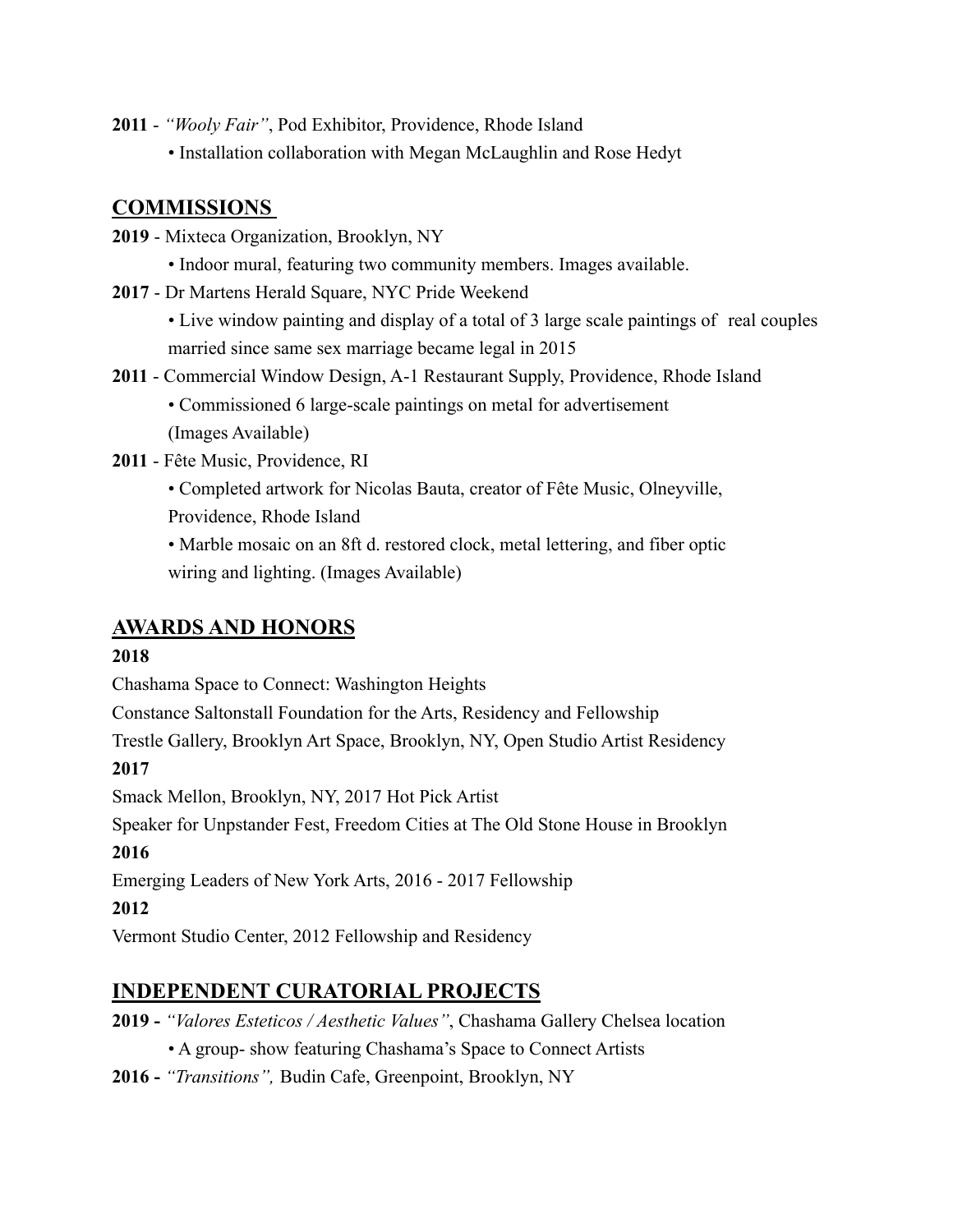**2011** - *"Wooly Fair"*, Pod Exhibitor, Providence, Rhode Island

- Installation collaboration with Megan McLaughlin and Rose Hedyt

## COMMISSIONS

**2019** - Mixteca Organization, Brooklyn, NY

- Indoor mural, featuring two community members. Images available.

**2017** - Dr Martens Herald Square, NYC Pride Weekend

- Live window painting and display of a total of 3 large scale paintings of real couples married since same sex marriage became legal in 2015

**2011** - Commercial Window Design, A-1 Restaurant Supply, Providence, Rhode Island

- Commissioned 6 large-scale paintings on metal for advertisement (Images Available)

**2011** - Fête Music, Providence, RI

- Completed artwork for Nicolas Bauta, creator of Fête Music, Olneyville, Providence, Rhode Island
- Marble mosaic on an 8ft d. restored clock, metal lettering, and fiber optic wiring and lighting. (Images Available)

## AWARDS AND HONORS

**2018**

Chashama Space to Connect: Washington Heights

Constance Saltonstall Foundation for the Arts, Residency and Fellowship

Trestle Gallery, Brooklyn Art Space, Brooklyn, NY, Open Studio Artist Residency

**2017**

Smack Mellon, Brooklyn, NY, 2017 Hot Pick Artist

Speaker for Unpstander Fest, Freedom Cities at The Old Stone House in Brooklyn

**2016**

Emerging Leaders of New York Arts, 2016 - 2017 Fellowship

**2012**

Vermont Studio Center, 2012 Fellowship and Residency

## INDEPENDENT CURATORIAL PROJECTS

**2019 -** *"Valores Esteticos / Aesthetic Values"*, Chashama Gallery Chelsea location

- A group- show featuring Chashama's Space to Connect Artists

**2016 -** *"Transitions",* Budin Cafe, Greenpoint, Brooklyn, NY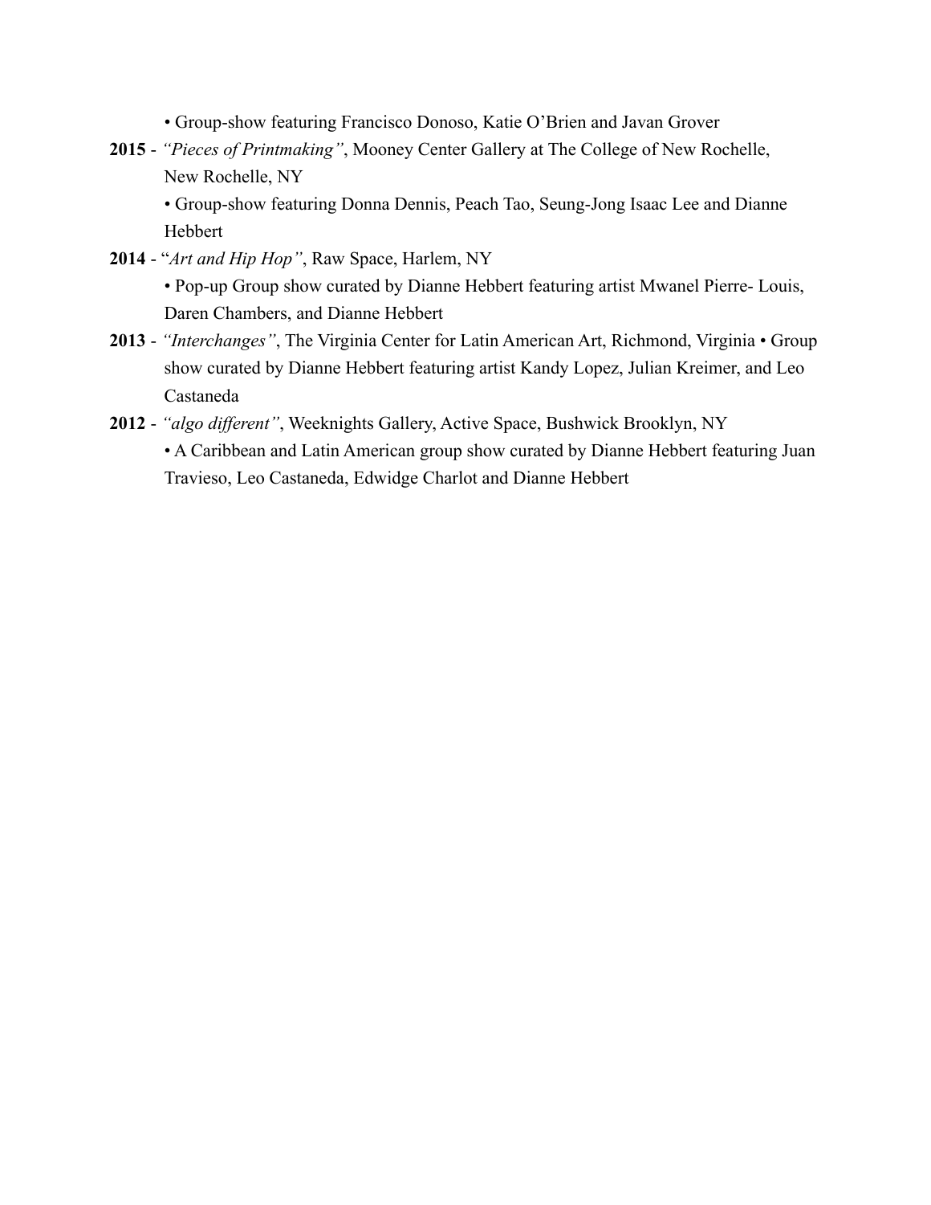• Group-show featuring Francisco Donoso, Katie O'Brien and Javan Grover

**2015** - *"Pieces of Printmaking"*, Mooney Center Gallery at The College of New Rochelle, New Rochelle, NY

• Group-show featuring Donna Dennis, Peach Tao, Seung-Jong Isaac Lee and Dianne Hebbert

**2014** - "*Art and Hip Hop"*, Raw Space, Harlem, NY

• Pop-up Group show curated by Dianne Hebbert featuring artist Mwanel Pierre- Louis, Daren Chambers, and Dianne Hebbert

**2013** - *"Interchanges"*, The Virginia Center for Latin American Art, Richmond, Virginia • Group show curated by Dianne Hebbert featuring artist Kandy Lopez, Julian Kreimer, and Leo Castaneda

**2012** - *"algo different"*, Weeknights Gallery, Active Space, Bushwick Brooklyn, NY

• A Caribbean and Latin American group show curated by Dianne Hebbert featuring Juan Travieso, Leo Castaneda, Edwidge Charlot and Dianne Hebbert